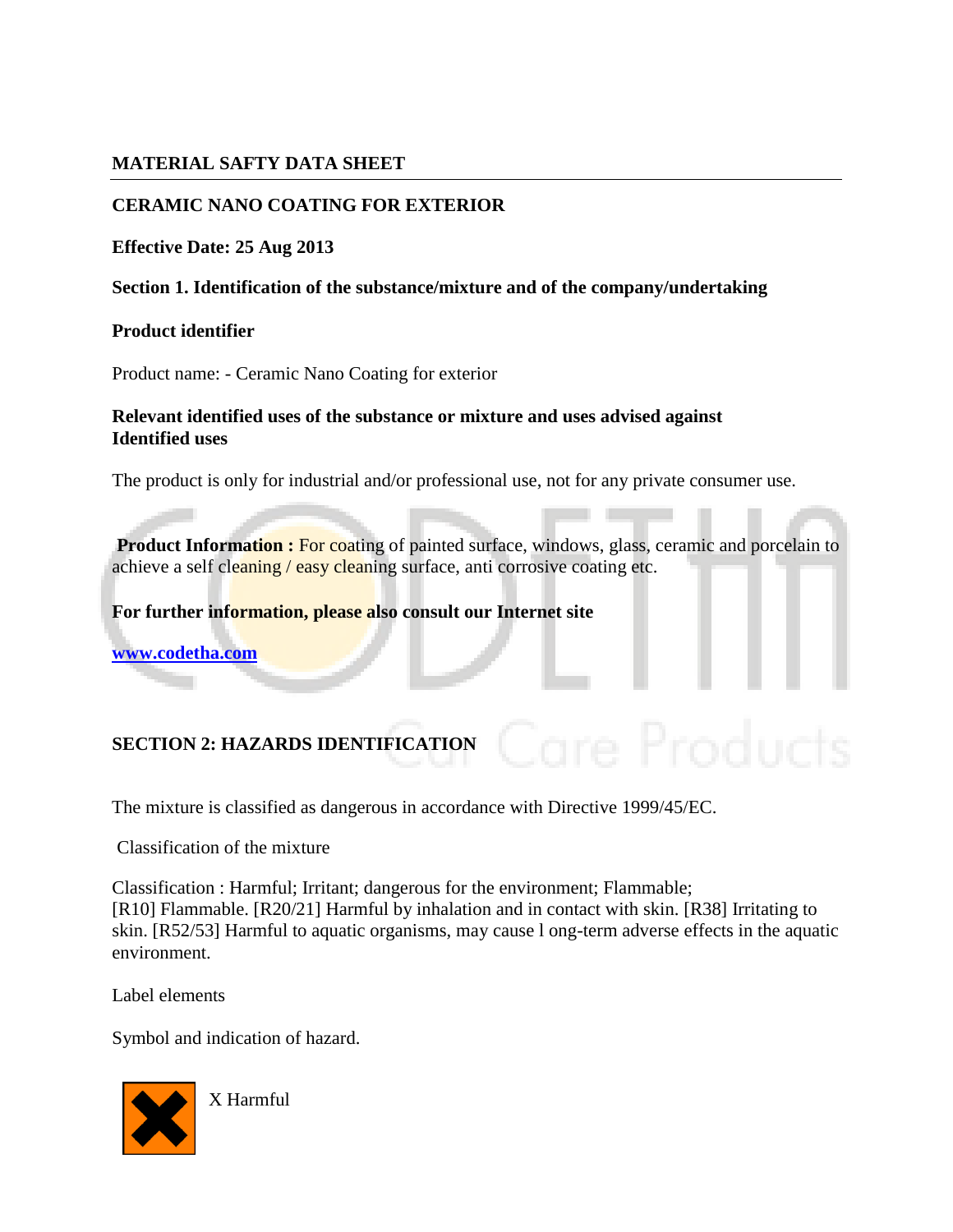# MATERIAL SAFTY DATA SHEET

## CERAMIC NANO COATING FOR EXTERIOR

**Effective Date: 25 Aug 2013**

### Section 1. Identification of the substance/mixture and of the company/undertaking

**Product identifier**

Product name: - Ceramic Nano Coating for exterior

**Relevant identified uses of the substance or mixture and uses advised against**
**Identified uses**

The product is only for industrial and/or professional use, not for any private consumer use.

**Product Information :** For coating of painted surface, windows, glass, ceramic and porcelain to achieve a self cleaning / easy cleaning surface, anti corrosive coating etc.

**For further information, please also consult our Internet site**

**www.codetha.com**

### SECTION 2: HAZARDS IDENTIFICATION

The mixture is classified as dangerous in accordance with Directive 1999/45/EC.

Classification of the mixture

Classification : Harmful; Irritant; dangerous for the environment; Flammable;
[R10] Flammable. [R20/21] Harmful by inhalation and in contact with skin. [R38] Irritating to skin. [R52/53] Harmful to aquatic organisms, may cause l ong-term adverse effects in the aquatic environment.

Label elements

Symbol and indication of hazard.

X Harmful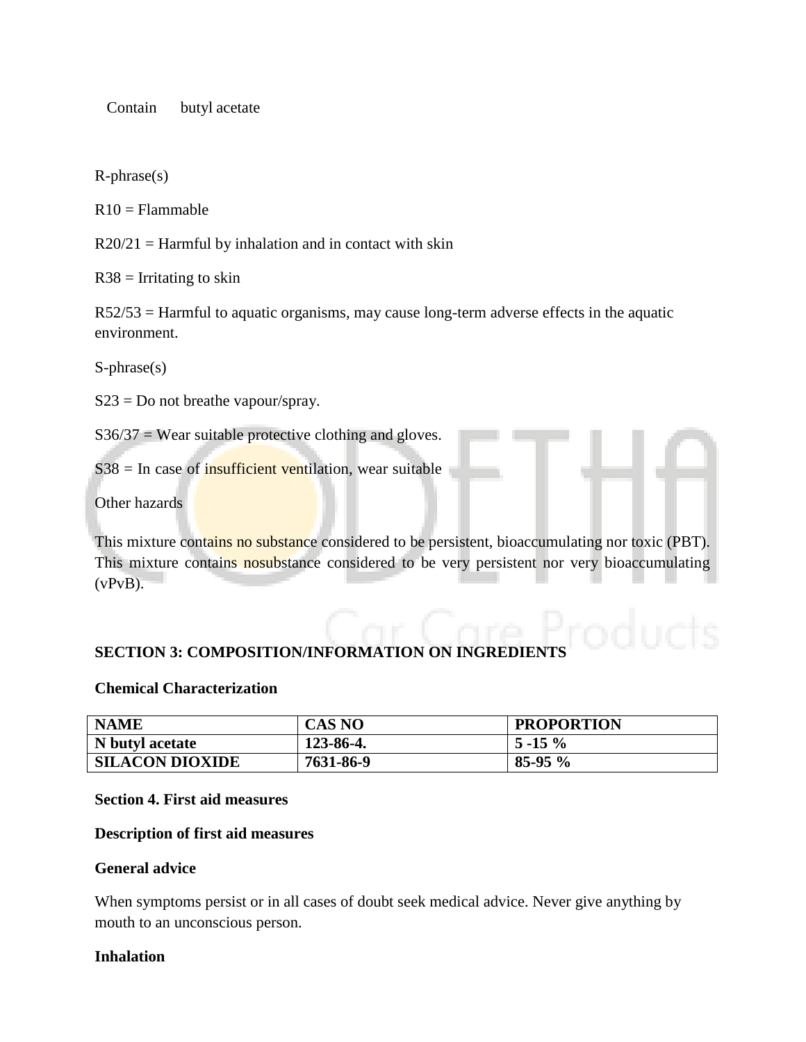Contain butyl acetate

R-phrase(s)

R10 = Flammable

R20/21 = Harmful by inhalation and in contact with skin

R38 = Irritating to skin

R52/53 = Harmful to aquatic organisms, may cause long-term adverse effects in the aquatic environment.

S-phrase(s)

S23 = Do not breathe vapour/spray.

S36/37 = Wear suitable protective clothing and gloves.

S38 = In case of insufficient ventilation, wear suitable

Other hazards

This mixture contains no substance considered to be persistent, bioaccumulating nor toxic (PBT). This mixture contains nosubstance considered to be very persistent nor very bioaccumulating (vPvB).

## SECTION 3: COMPOSITION/INFORMATION ON INGREDIENTS

**Chemical Characterization**

| NAME | CAS NO | PROPORTION |
|---|---|---|
| **N butyl acetate** | **123-86-4.** | **5 -15 %** |
| **SILACON DIOXIDE** | **7631-86-9** | **85-95 %** |

## Section 4. First aid measures

**Description of first aid measures**

**General advice**

When symptoms persist or in all cases of doubt seek medical advice. Never give anything by mouth to an unconscious person.

**Inhalation**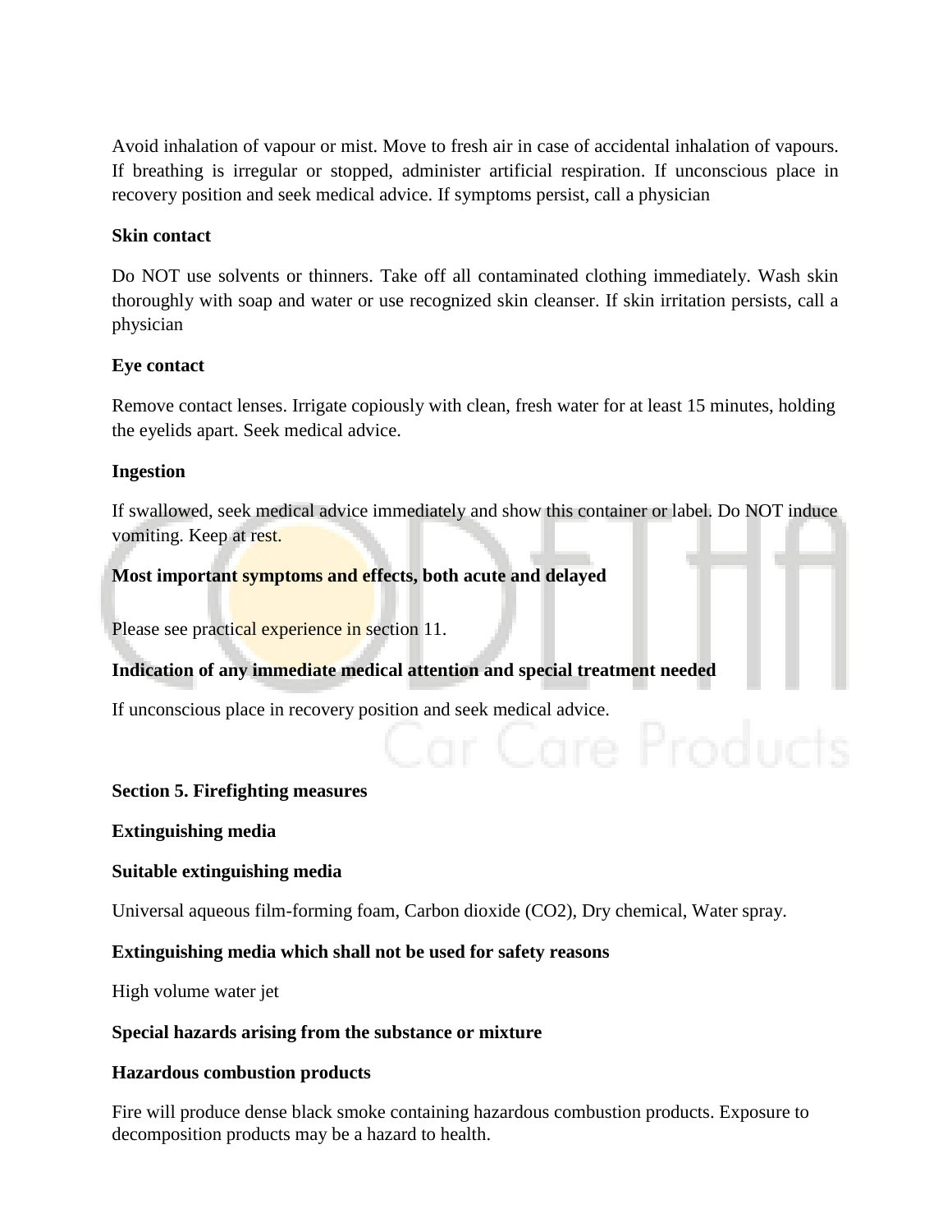Avoid inhalation of vapour or mist. Move to fresh air in case of accidental inhalation of vapours. If breathing is irregular or stopped, administer artificial respiration. If unconscious place in recovery position and seek medical advice. If symptoms persist, call a physician

**Skin contact**

Do NOT use solvents or thinners. Take off all contaminated clothing immediately. Wash skin thoroughly with soap and water or use recognized skin cleanser. If skin irritation persists, call a physician

**Eye contact**

Remove contact lenses. Irrigate copiously with clean, fresh water for at least 15 minutes, holding the eyelids apart. Seek medical advice.

**Ingestion**

If swallowed, seek medical advice immediately and show this container or label. Do NOT induce vomiting. Keep at rest.

**Most important symptoms and effects, both acute and delayed**

Please see practical experience in section 11.

**Indication of any immediate medical attention and special treatment needed**

If unconscious place in recovery position and seek medical advice.

## Section 5. Firefighting measures

**Extinguishing media**

**Suitable extinguishing media**

Universal aqueous film-forming foam, Carbon dioxide ($CO_2$), Dry chemical, Water spray.

**Extinguishing media which shall not be used for safety reasons**

High volume water jet

**Special hazards arising from the substance or mixture**

**Hazardous combustion products**

Fire will produce dense black smoke containing hazardous combustion products. Exposure to decomposition products may be a hazard to health.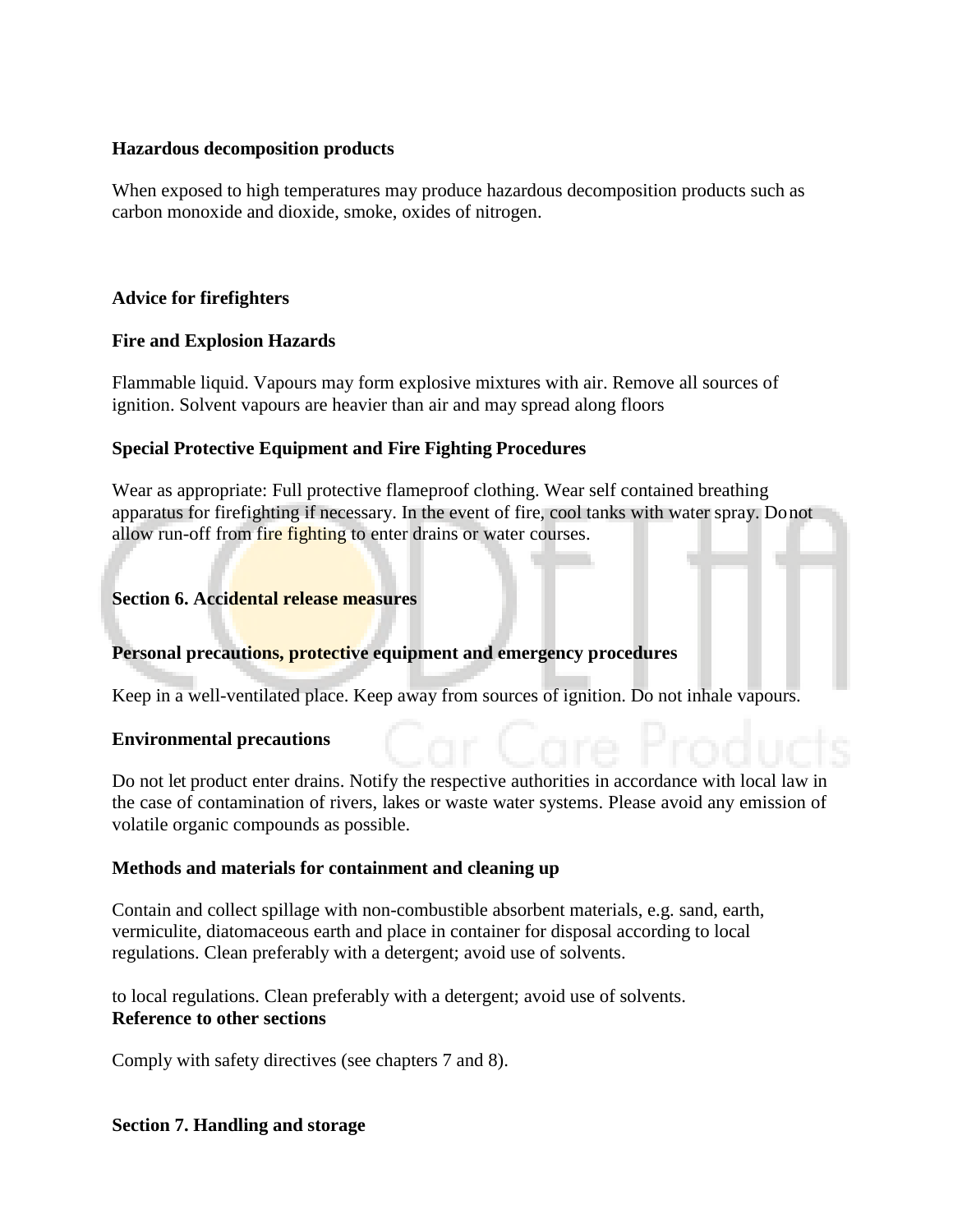**Hazardous decomposition products**

When exposed to high temperatures may produce hazardous decomposition products such as carbon monoxide and dioxide, smoke, oxides of nitrogen.

**Advice for firefighters**

**Fire and Explosion Hazards**

Flammable liquid. Vapours may form explosive mixtures with air. Remove all sources of ignition. Solvent vapours are heavier than air and may spread along floors

**Special Protective Equipment and Fire Fighting Procedures**

Wear as appropriate: Full protective flameproof clothing. Wear self contained breathing apparatus for firefighting if necessary. In the event of fire, cool tanks with water spray. Do not allow run-off from fire fighting to enter drains or water courses.

## Section 6. Accidental release measures

**Personal precautions, protective equipment and emergency procedures**

Keep in a well-ventilated place. Keep away from sources of ignition. Do not inhale vapours.

**Environmental precautions**

Do not let product enter drains. Notify the respective authorities in accordance with local law in the case of contamination of rivers, lakes or waste water systems. Please avoid any emission of volatile organic compounds as possible.

**Methods and materials for containment and cleaning up**

Contain and collect spillage with non-combustible absorbent materials, e.g. sand, earth, vermiculite, diatomaceous earth and place in container for disposal according to local regulations. Clean preferably with a detergent; avoid use of solvents.

to local regulations. Clean preferably with a detergent; avoid use of solvents.
**Reference to other sections**

Comply with safety directives (see chapters 7 and 8).

## Section 7. Handling and storage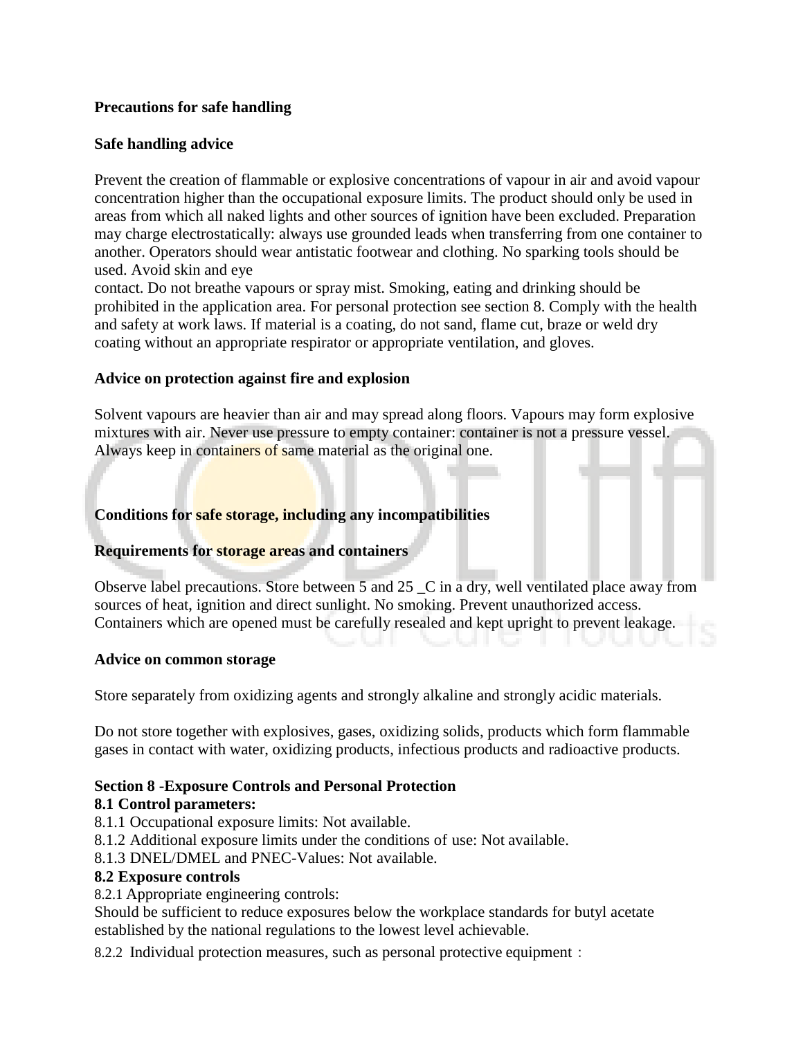**Precautions for safe handling**

**Safe handling advice**

Prevent the creation of flammable or explosive concentrations of vapour in air and avoid vapour concentration higher than the occupational exposure limits. The product should only be used in areas from which all naked lights and other sources of ignition have been excluded. Preparation may charge electrostatically: always use grounded leads when transferring from one container to another. Operators should wear antistatic footwear and clothing. No sparking tools should be used. Avoid skin and eye contact. Do not breathe vapours or spray mist. Smoking, eating and drinking should be prohibited in the application area. For personal protection see section 8. Comply with the health and safety at work laws. If material is a coating, do not sand, flame cut, braze or weld dry coating without an appropriate respirator or appropriate ventilation, and gloves.

**Advice on protection against fire and explosion**

Solvent vapours are heavier than air and may spread along floors. Vapours may form explosive mixtures with air. Never use pressure to empty container: container is not a pressure vessel. Always keep in containers of same material as the original one.

**Conditions for safe storage, including any incompatibilities**

**Requirements for storage areas and containers**

Observe label precautions. Store between 5 and 25 _C in a dry, well ventilated place away from sources of heat, ignition and direct sunlight. No smoking. Prevent unauthorized access. Containers which are opened must be carefully resealed and kept upright to prevent leakage.

**Advice on common storage**

Store separately from oxidizing agents and strongly alkaline and strongly acidic materials.

Do not store together with explosives, gases, oxidizing solids, products which form flammable gases in contact with water, oxidizing products, infectious products and radioactive products.

**Section 8 -Exposure Controls and Personal Protection**

**8.1 Control parameters:**

8.1.1 Occupational exposure limits: Not available.

8.1.2 Additional exposure limits under the conditions of use: Not available.

8.1.3 DNEL/DMEL and PNEC-Values: Not available.

**8.2 Exposure controls**

8.2.1 Appropriate engineering controls:

Should be sufficient to reduce exposures below the workplace standards for butyl acetate established by the national regulations to the lowest level achievable.

8.2.2 Individual protection measures, such as personal protective equipment：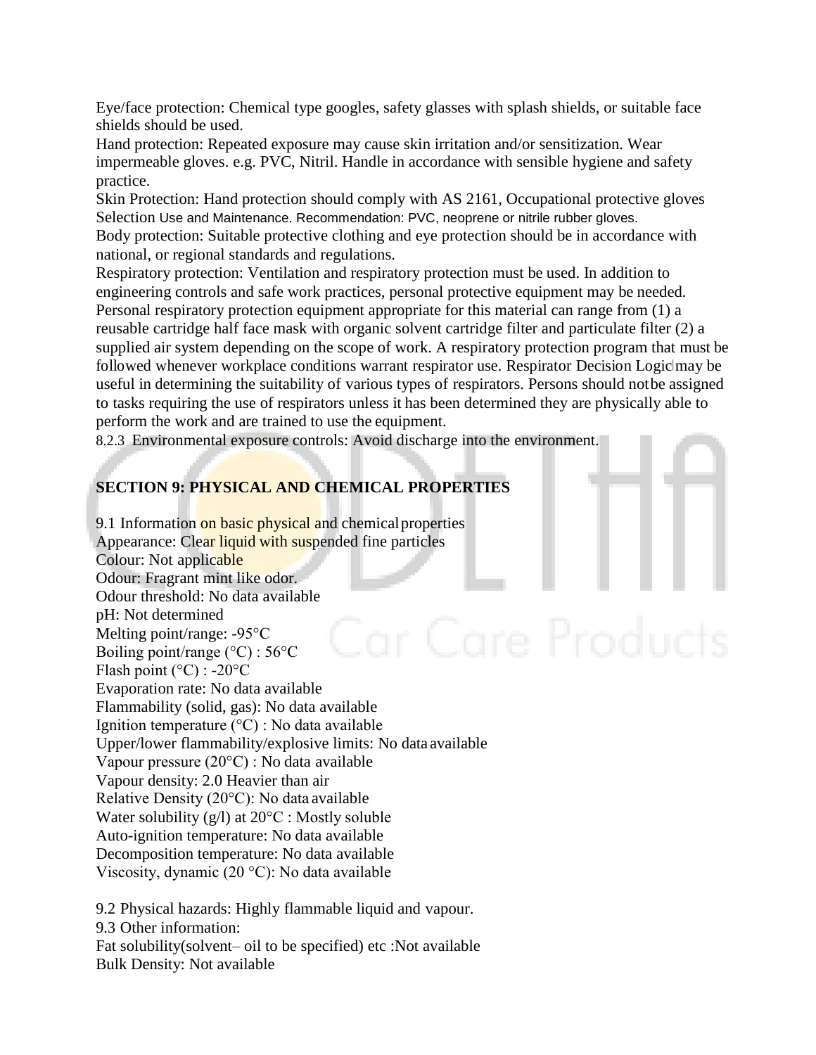Eye/face protection: Chemical type googles, safety glasses with splash shields, or suitable face shields should be used.

Hand protection: Repeated exposure may cause skin irritation and/or sensitization. Wear impermeable gloves. e.g. PVC, Nitril. Handle in accordance with sensible hygiene and safety practice.

Skin Protection: Hand protection should comply with AS 2161, Occupational protective gloves Selection Use and Maintenance. Recommendation: PVC, neoprene or nitrile rubber gloves.

Body protection: Suitable protective clothing and eye protection should be in accordance with national, or regional standards and regulations.

Respiratory protection: Ventilation and respiratory protection must be used. In addition to engineering controls and safe work practices, personal protective equipment may be needed. Personal respiratory protection equipment appropriate for this material can range from (1) a reusable cartridge half face mask with organic solvent cartridge filter and particulate filter (2) a supplied air system depending on the scope of work. A respiratory protection program that must be followed whenever workplace conditions warrant respirator use. Respirator Decision Logic may be useful in determining the suitability of various types of respirators. Persons should not be assigned to tasks requiring the use of respirators unless it has been determined they are physically able to perform the work and are trained to use the equipment.

8.2.3 Environmental exposure controls: Avoid discharge into the environment.

## SECTION 9: PHYSICAL AND CHEMICAL PROPERTIES

9.1 Information on basic physical and chemical properties

Appearance: Clear liquid with suspended fine particles

Colour: Not applicable

Odour: Fragrant mint like odor.

Odour threshold: No data available

pH: Not determined

Melting point/range: -95°C

Boiling point/range (°C) : 56°C

Flash point (°C) : -20°C

Evaporation rate: No data available

Flammability (solid, gas): No data available

Ignition temperature (°C) : No data available

Upper/lower flammability/explosive limits: No data available

Vapour pressure (20°C) : No data available

Vapour density: 2.0 Heavier than air

Relative Density (20°C): No data available

Water solubility (g/l) at 20°C : Mostly soluble

Auto-ignition temperature: No data available

Decomposition temperature: No data available

Viscosity, dynamic (20 °C): No data available

9.2 Physical hazards: Highly flammable liquid and vapour.

9.3 Other information:

Fat solubility(solvent– oil to be specified) etc :Not available

Bulk Density: Not available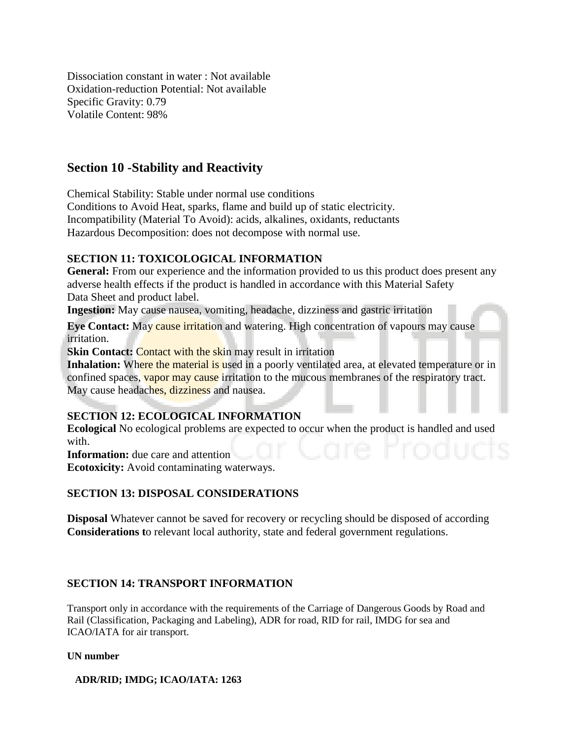Dissociation constant in water : Not available
Oxidation-reduction Potential: Not available
Specific Gravity: 0.79
Volatile Content: 98%

## Section 10 -Stability and Reactivity

Chemical Stability: Stable under normal use conditions
Conditions to Avoid Heat, sparks, flame and build up of static electricity.
Incompatibility (Material To Avoid): acids, alkalines, oxidants, reductants
Hazardous Decomposition: does not decompose with normal use.

### SECTION 11: TOXICOLOGICAL INFORMATION

**General:** From our experience and the information provided to us this product does present any adverse health effects if the product is handled in accordance with this Material Safety Data Sheet and product label.
**Ingestion:** May cause nausea, vomiting, headache, dizziness and gastric irritation
**Eye Contact:** May cause irritation and watering. High concentration of vapours may cause irritation.
**Skin Contact:** Contact with the skin may result in irritation
**Inhalation:** Where the material is used in a poorly ventilated area, at elevated temperature or in confined spaces, vapor may cause irritation to the mucous membranes of the respiratory tract. May cause headaches, dizziness and nausea.

### SECTION 12: ECOLOGICAL INFORMATION

**Ecological** No ecological problems are expected to occur when the product is handled and used with.
**Information:** due care and attention
**Ecotoxicity:** Avoid contaminating waterways.

### SECTION 13: DISPOSAL CONSIDERATIONS

**Disposal** Whatever cannot be saved for recovery or recycling should be disposed of according **Considerations t**o relevant local authority, state and federal government regulations.

### SECTION 14: TRANSPORT INFORMATION

Transport only in accordance with the requirements of the Carriage of Dangerous Goods by Road and Rail (Classification, Packaging and Labeling), ADR for road, RID for rail, IMDG for sea and ICAO/IATA for air transport.

**UN number**

**ADR/RID; IMDG; ICAO/IATA: 1263**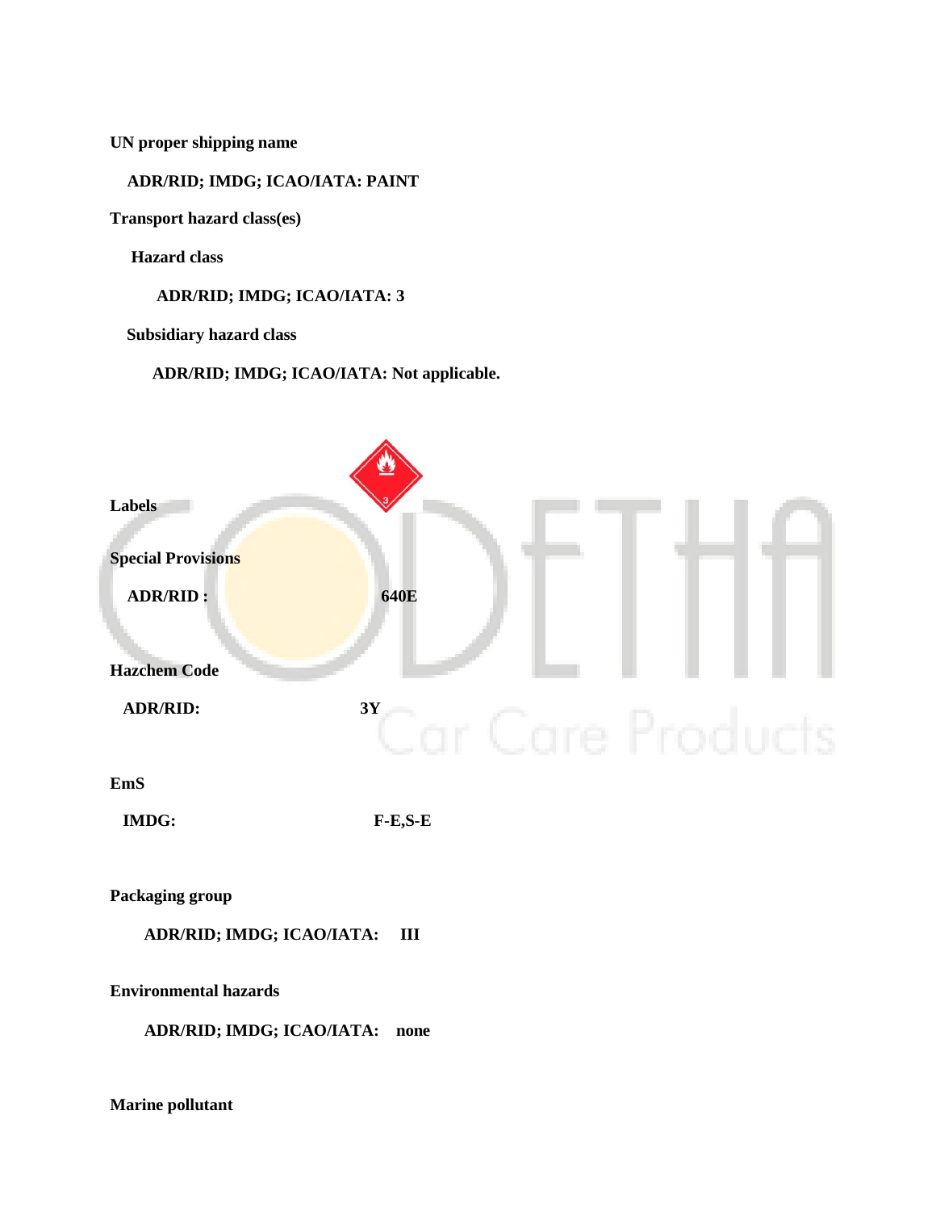**UN proper shipping name**

**ADR/RID; IMDG; ICAO/IATA: PAINT**

**Transport hazard class(es)**

**Hazard class**

**ADR/RID; IMDG; ICAO/IATA: 3**

**Subsidiary hazard class**

**ADR/RID; IMDG; ICAO/IATA: Not applicable.**

**Labels**

**Special Provisions**

**ADR/RID :** **640E**

**Hazchem Code**

**ADR/RID:** **3Y**

**EmS**

**IMDG:** **F-E,S-E**

**Packaging group**

**ADR/RID; IMDG; ICAO/IATA: III**

**Environmental hazards**

**ADR/RID; IMDG; ICAO/IATA: none**

**Marine pollutant**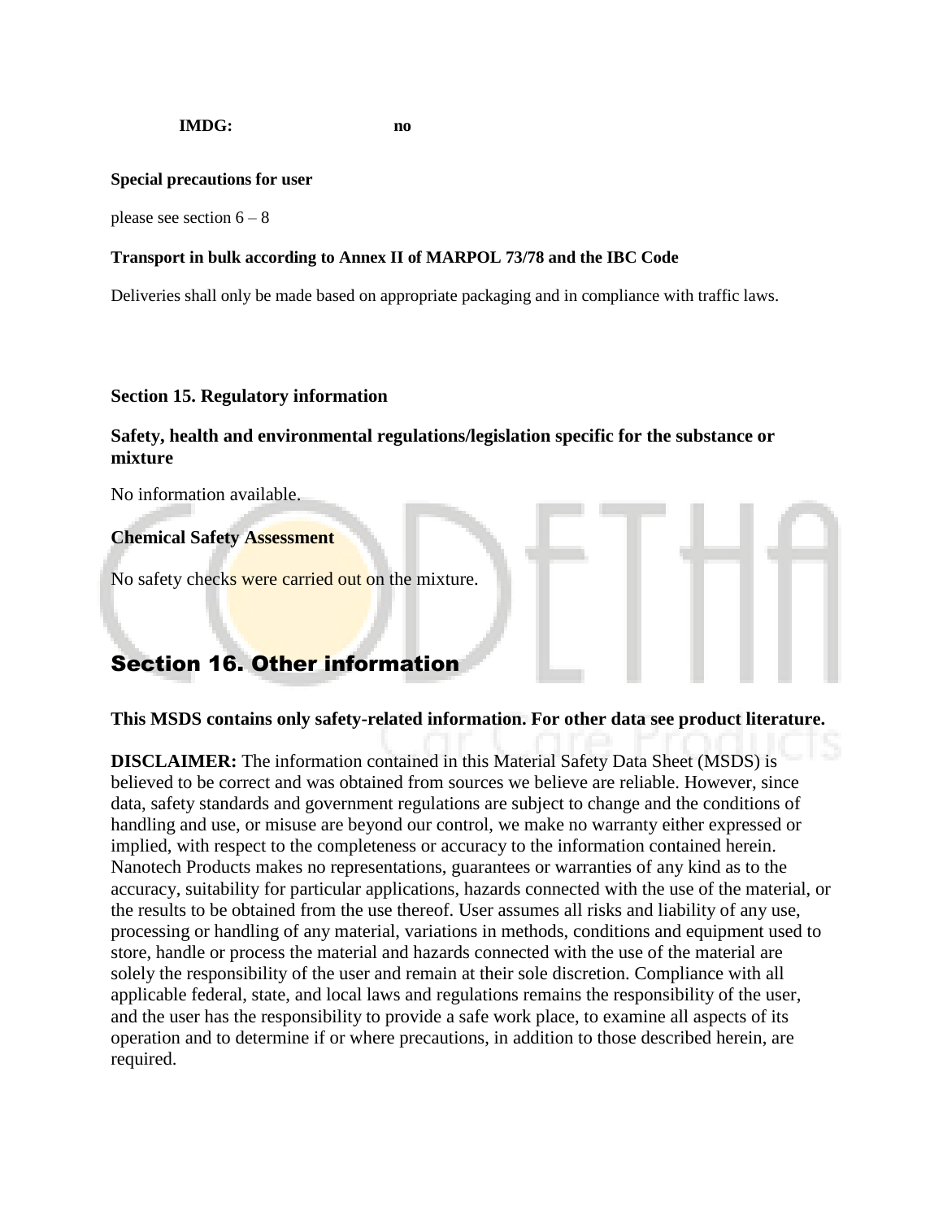**IMDG:** **no**

**Special precautions for user**

please see section 6 – 8

**Transport in bulk according to Annex II of MARPOL 73/78 and the IBC Code**

Deliveries shall only be made based on appropriate packaging and in compliance with traffic laws.

## Section 15. Regulatory information

**Safety, health and environmental regulations/legislation specific for the substance or mixture**

No information available.

**Chemical Safety Assessment**

No safety checks were carried out on the mixture.

## Section 16. Other information

**This MSDS contains only safety-related information. For other data see product literature.**

**DISCLAIMER:** The information contained in this Material Safety Data Sheet (MSDS) is believed to be correct and was obtained from sources we believe are reliable. However, since data, safety standards and government regulations are subject to change and the conditions of handling and use, or misuse are beyond our control, we make no warranty either expressed or implied, with respect to the completeness or accuracy to the information contained herein. Nanotech Products makes no representations, guarantees or warranties of any kind as to the accuracy, suitability for particular applications, hazards connected with the use of the material, or the results to be obtained from the use thereof. User assumes all risks and liability of any use, processing or handling of any material, variations in methods, conditions and equipment used to store, handle or process the material and hazards connected with the use of the material are solely the responsibility of the user and remain at their sole discretion. Compliance with all applicable federal, state, and local laws and regulations remains the responsibility of the user, and the user has the responsibility to provide a safe work place, to examine all aspects of its operation and to determine if or where precautions, in addition to those described herein, are required.